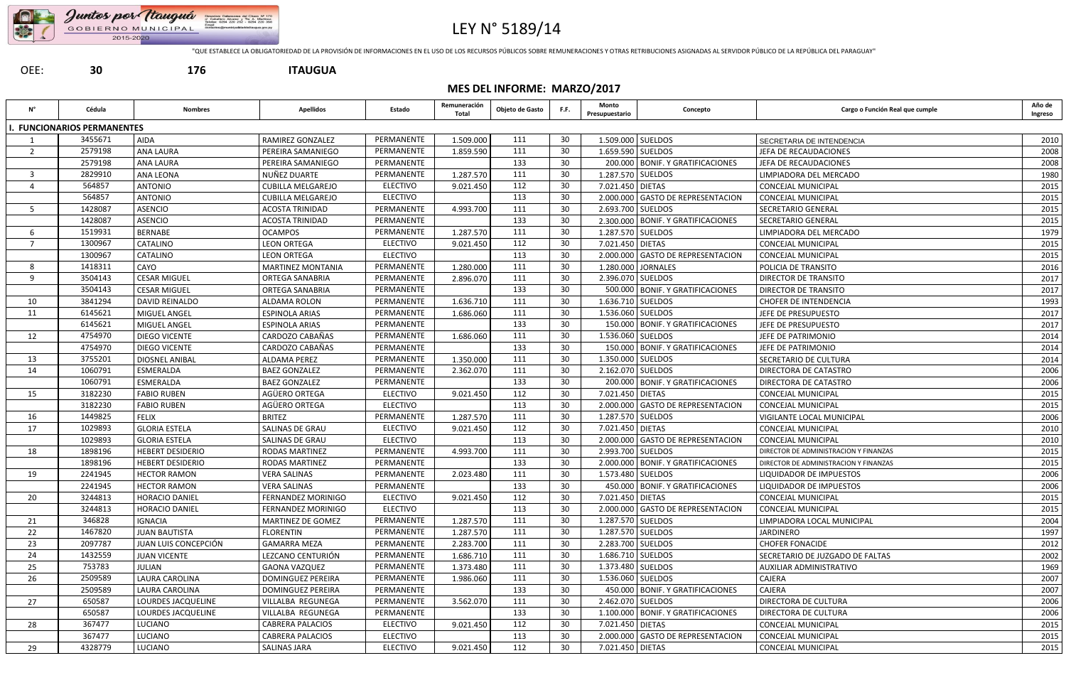Juntos por Itauguá
GOBIERNO MUNICIPAL
2015-2020

# LEY N° 5189/14

"QUE ESTABLECE LA OBLIGATORIEDAD DE LA PROVISIÓN DE INFORMACIONES EN EL USO DE LOS RECURSOS PÚBLICOS SOBRE REMUNERACIONES Y OTRAS RETRIBUCIONES ASIGNADAS AL SERVIDOR PÚBLICO DE LA REPÚBLICA DEL PARAGUAY"

OEE: **30** **176** **ITAUGUA**

## MES DEL INFORME: MARZO/2017

| N° | Cédula | Nombres | Apellidos | Estado | Remuneración Total | Objeto de Gasto | F.F. | Monto Presupuestario | Concepto | Cargo o Función Real que cumple | Año de Ingreso |
|---|---|---|---|---|---|---|---|---|---|---|---|
| **I. FUNCIONARIOS PERMANENTES** | | | | | | | | | | | |
| 1 | 3455671 | AIDA | RAMIREZ GONZALEZ | PERMANENTE | 1.509.000 | 111 | 30 | 1.509.000 | SUELDOS | SECRETARIA DE INTENDENCIA | 2010 |
| 2 | 2579198 | ANA LAURA | PEREIRA SAMANIEGO | PERMANENTE | 1.859.590 | 111 | 30 | 1.659.590 | SUELDOS | JEFA DE RECAUDACIONES | 2008 |
| | 2579198 | ANA LAURA | PEREIRA SAMANIEGO | PERMANENTE | | 133 | 30 | 200.000 | BONIF. Y GRATIFICACIONES | JEFA DE RECAUDACIONES | 2008 |
| 3 | 2829910 | ANA LEONA | NUÑEZ DUARTE | PERMANENTE | 1.287.570 | 111 | 30 | 1.287.570 | SUELDOS | LIMPIADORA DEL MERCADO | 1980 |
| 4 | 564857 | ANTONIO | CUBILLA MELGAREJO | ELECTIVO | 9.021.450 | 112 | 30 | 7.021.450 | DIETAS | CONCEJAL MUNICIPAL | 2015 |
| | 564857 | ANTONIO | CUBILLA MELGAREJO | ELECTIVO | | 113 | 30 | 2.000.000 | GASTO DE REPRESENTACION | CONCEJAL MUNICIPAL | 2015 |
| 5 | 1428087 | ASENCIO | ACOSTA TRINIDAD | PERMANENTE | 4.993.700 | 111 | 30 | 2.693.700 | SUELDOS | SECRETARIO GENERAL | 2015 |
| | 1428087 | ASENCIO | ACOSTA TRINIDAD | PERMANENTE | | 133 | 30 | 2.300.000 | BONIF. Y GRATIFICACIONES | SECRETARIO GENERAL | 2015 |
| 6 | 1519931 | BERNABE | OCAMPOS | PERMANENTE | 1.287.570 | 111 | 30 | 1.287.570 | SUELDOS | LIMPIADORA DEL MERCADO | 1979 |
| 7 | 1300967 | CATALINO | LEON ORTEGA | ELECTIVO | 9.021.450 | 112 | 30 | 7.021.450 | DIETAS | CONCEJAL MUNICIPAL | 2015 |
| | 1300967 | CATALINO | LEON ORTEGA | ELECTIVO | | 113 | 30 | 2.000.000 | GASTO DE REPRESENTACION | CONCEJAL MUNICIPAL | 2015 |
| 8 | 1418311 | CAYO | MARTINEZ MONTANIA | PERMANENTE | 1.280.000 | 111 | 30 | 1.280.000 | JORNALES | POLICIA DE TRANSITO | 2016 |
| 9 | 3504143 | CESAR MIGUEL | ORTEGA SANABRIA | PERMANENTE | 2.896.070 | 111 | 30 | 2.396.070 | SUELDOS | DIRECTOR DE TRANSITO | 2017 |
| | 3504143 | CESAR MIGUEL | ORTEGA SANABRIA | PERMANENTE | | 133 | 30 | 500.000 | BONIF. Y GRATIFICACIONES | DIRECTOR DE TRANSITO | 2017 |
| 10 | 3841294 | DAVID REINALDO | ALDAMA ROLON | PERMANENTE | 1.636.710 | 111 | 30 | 1.636.710 | SUELDOS | CHOFER DE INTENDENCIA | 1993 |
| 11 | 6145621 | MIGUEL ANGEL | ESPINOLA ARIAS | PERMANENTE | 1.686.060 | 111 | 30 | 1.536.060 | SUELDOS | JEFE DE PRESUPUESTO | 2017 |
| | 6145621 | MIGUEL ANGEL | ESPINOLA ARIAS | PERMANENTE | | 133 | 30 | 150.000 | BONIF. Y GRATIFICACIONES | JEFE DE PRESUPUESTO | 2017 |
| 12 | 4754970 | DIEGO VICENTE | CARDOZO CABAÑAS | PERMANENTE | 1.686.060 | 111 | 30 | 1.536.060 | SUELDOS | JEFE DE PATRIMONIO | 2014 |
| | 4754970 | DIEGO VICENTE | CARDOZO CABAÑAS | PERMANENTE | | 133 | 30 | 150.000 | BONIF. Y GRATIFICACIONES | JEFE DE PATRIMONIO | 2014 |
| 13 | 3755201 | DIOSNEL ANIBAL | ALDAMA PEREZ | PERMANENTE | 1.350.000 | 111 | 30 | 1.350.000 | SUELDOS | SECRETARIO DE CULTURA | 2014 |
| 14 | 1060791 | ESMERALDA | BAEZ GONZALEZ | PERMANENTE | 2.362.070 | 111 | 30 | 2.162.070 | SUELDOS | DIRECTORA DE CATASTRO | 2006 |
| | 1060791 | ESMERALDA | BAEZ GONZALEZ | PERMANENTE | | 133 | 30 | 200.000 | BONIF. Y GRATIFICACIONES | DIRECTORA DE CATASTRO | 2006 |
| 15 | 3182230 | FABIO RUBEN | AGÜERO ORTEGA | ELECTIVO | 9.021.450 | 112 | 30 | 7.021.450 | DIETAS | CONCEJAL MUNICIPAL | 2015 |
| | 3182230 | FABIO RUBEN | AGÜERO ORTEGA | ELECTIVO | | 113 | 30 | 2.000.000 | GASTO DE REPRESENTACION | CONCEJAL MUNICIPAL | 2015 |
| 16 | 1449825 | FELIX | BRITEZ | PERMANENTE | 1.287.570 | 111 | 30 | 1.287.570 | SUELDOS | VIGILANTE LOCAL MUNICIPAL | 2006 |
| 17 | 1029893 | GLORIA ESTELA | SALINAS DE GRAU | ELECTIVO | 9.021.450 | 112 | 30 | 7.021.450 | DIETAS | CONCEJAL MUNICIPAL | 2010 |
| | 1029893 | GLORIA ESTELA | SALINAS DE GRAU | ELECTIVO | | 113 | 30 | 2.000.000 | GASTO DE REPRESENTACION | CONCEJAL MUNICIPAL | 2010 |
| 18 | 1898196 | HEBERT DESIDERIO | RODAS MARTINEZ | PERMANENTE | 4.993.700 | 111 | 30 | 2.993.700 | SUELDOS | DIRECTOR DE ADMINISTRACION Y FINANZAS | 2015 |
| | 1898196 | HEBERT DESIDERIO | RODAS MARTINEZ | PERMANENTE | | 133 | 30 | 2.000.000 | BONIF. Y GRATIFICACIONES | DIRECTOR DE ADMINISTRACION Y FINANZAS | 2015 |
| 19 | 2241945 | HECTOR RAMON | VERA SALINAS | PERMANENTE | 2.023.480 | 111 | 30 | 1.573.480 | SUELDOS | LIQUIDADOR DE IMPUESTOS | 2006 |
| | 2241945 | HECTOR RAMON | VERA SALINAS | PERMANENTE | | 133 | 30 | 450.000 | BONIF. Y GRATIFICACIONES | LIQUIDADOR DE IMPUESTOS | 2006 |
| 20 | 3244813 | HORACIO DANIEL | FERNANDEZ MORINIGO | ELECTIVO | 9.021.450 | 112 | 30 | 7.021.450 | DIETAS | CONCEJAL MUNICIPAL | 2015 |
| | 3244813 | HORACIO DANIEL | FERNANDEZ MORINIGO | ELECTIVO | | 113 | 30 | 2.000.000 | GASTO DE REPRESENTACION | CONCEJAL MUNICIPAL | 2015 |
| 21 | 346828 | IGNACIA | MARTINEZ DE GOMEZ | PERMANENTE | 1.287.570 | 111 | 30 | 1.287.570 | SUELDOS | LIMPIADORA LOCAL MUNICIPAL | 2004 |
| 22 | 1467820 | JUAN BAUTISTA | FLORENTIN | PERMANENTE | 1.287.570 | 111 | 30 | 1.287.570 | SUELDOS | JARDINERO | 1997 |
| 23 | 2097787 | JUAN LUIS CONCEPCIÓN | GAMARRA MEZA | PERMANENTE | 2.283.700 | 111 | 30 | 2.283.700 | SUELDOS | CHOFER FONACIDE | 2012 |
| 24 | 1432559 | JUAN VICENTE | LEZCANO CENTURIÓN | PERMANENTE | 1.686.710 | 111 | 30 | 1.686.710 | SUELDOS | SECRETARIO DE JUZGADO DE FALTAS | 2002 |
| 25 | 753783 | JULIAN | GAONA VAZQUEZ | PERMANENTE | 1.373.480 | 111 | 30 | 1.373.480 | SUELDOS | AUXILIAR ADMINISTRATIVO | 1969 |
| 26 | 2509589 | LAURA CAROLINA | DOMINGUEZ PEREIRA | PERMANENTE | 1.986.060 | 111 | 30 | 1.536.060 | SUELDOS | CAJERA | 2007 |
| | 2509589 | LAURA CAROLINA | DOMINGUEZ PEREIRA | PERMANENTE | | 133 | 30 | 450.000 | BONIF. Y GRATIFICACIONES | CAJERA | 2007 |
| 27 | 650587 | LOURDES JACQUELINE | VILLALBA REGUNEGA | PERMANENTE | 3.562.070 | 111 | 30 | 2.462.070 | SUELDOS | DIRECTORA DE CULTURA | 2006 |
| | 650587 | LOURDES JACQUELINE | VILLALBA REGUNEGA | PERMANENTE | | 133 | 30 | 1.100.000 | BONIF. Y GRATIFICACIONES | DIRECTORA DE CULTURA | 2006 |
| 28 | 367477 | LUCIANO | CABRERA PALACIOS | ELECTIVO | 9.021.450 | 112 | 30 | 7.021.450 | DIETAS | CONCEJAL MUNICIPAL | 2015 |
| | 367477 | LUCIANO | CABRERA PALACIOS | ELECTIVO | | 113 | 30 | 2.000.000 | GASTO DE REPRESENTACION | CONCEJAL MUNICIPAL | 2015 |
| 29 | 4328779 | LUCIANO | SALINAS JARA | ELECTIVO | 9.021.450 | 112 | 30 | 7.021.450 | DIETAS | CONCEJAL MUNICIPAL | 2015 |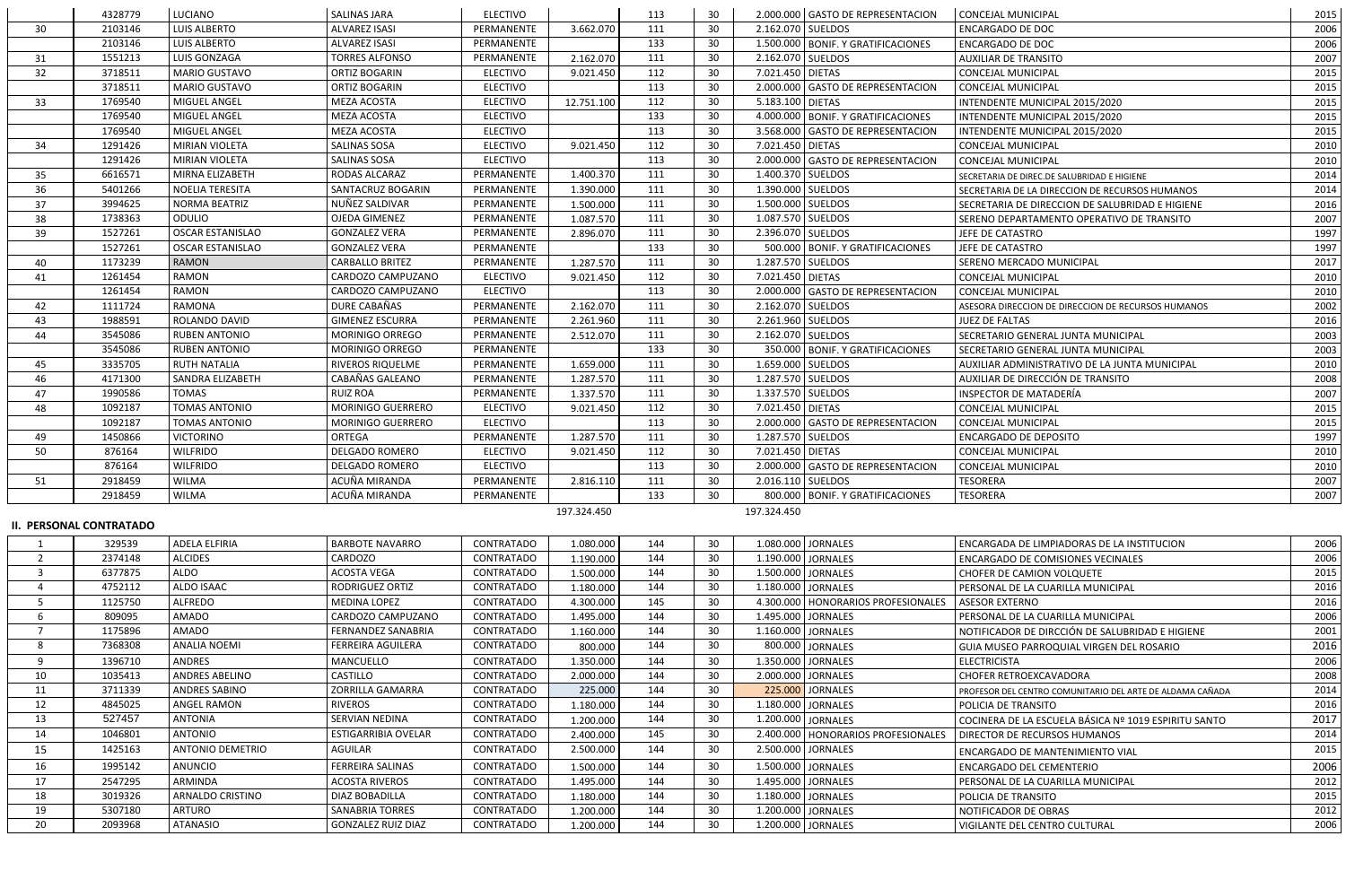| | | | | | | | | | | | |
|---|---|---|---|---|---|---|---|---|---|---|---|
| | 4328779 | LUCIANO | SALINAS JARA | ELECTIVO | | 113 | 30 | 2.000.000 | GASTO DE REPRESENTACION | CONCEJAL MUNICIPAL | 2015 |
| 30 | 2103146 | LUIS ALBERTO | ALVAREZ ISASI | PERMANENTE | 3.662.070 | 111 | 30 | 2.162.070 | SUELDOS | ENCARGADO DE DOC | 2006 |
| | 2103146 | LUIS ALBERTO | ALVAREZ ISASI | PERMANENTE | | 133 | 30 | 1.500.000 | BONIF. Y GRATIFICACIONES | ENCARGADO DE DOC | 2006 |
| 31 | 1551213 | LUIS GONZAGA | TORRES ALFONSO | PERMANENTE | 2.162.070 | 111 | 30 | 2.162.070 | SUELDOS | AUXILIAR DE TRANSITO | 2007 |
| 32 | 3718511 | MARIO GUSTAVO | ORTIZ BOGARIN | ELECTIVO | 9.021.450 | 112 | 30 | 7.021.450 | DIETAS | CONCEJAL MUNICIPAL | 2015 |
| | 3718511 | MARIO GUSTAVO | ORTIZ BOGARIN | ELECTIVO | | 113 | 30 | 2.000.000 | GASTO DE REPRESENTACION | CONCEJAL MUNICIPAL | 2015 |
| 33 | 1769540 | MIGUEL ANGEL | MEZA ACOSTA | ELECTIVO | 12.751.100 | 112 | 30 | 5.183.100 | DIETAS | INTENDENTE MUNICIPAL 2015/2020 | 2015 |
| | 1769540 | MIGUEL ANGEL | MEZA ACOSTA | ELECTIVO | | 133 | 30 | 4.000.000 | BONIF. Y GRATIFICACIONES | INTENDENTE MUNICIPAL 2015/2020 | 2015 |
| | 1769540 | MIGUEL ANGEL | MEZA ACOSTA | ELECTIVO | | 113 | 30 | 3.568.000 | GASTO DE REPRESENTACION | INTENDENTE MUNICIPAL 2015/2020 | 2015 |
| 34 | 1291426 | MIRIAN VIOLETA | SALINAS SOSA | ELECTIVO | 9.021.450 | 112 | 30 | 7.021.450 | DIETAS | CONCEJAL MUNICIPAL | 2010 |
| | 1291426 | MIRIAN VIOLETA | SALINAS SOSA | ELECTIVO | | 113 | 30 | 2.000.000 | GASTO DE REPRESENTACION | CONCEJAL MUNICIPAL | 2010 |
| 35 | 6616571 | MIRNA ELIZABETH | RODAS ALCARAZ | PERMANENTE | 1.400.370 | 111 | 30 | 1.400.370 | SUELDOS | SECRETARIA DE DIREC.DE SALUBRIDAD E HIGIENE | 2014 |
| 36 | 5401266 | NOELIA TERESITA | SANTACRUZ BOGARIN | PERMANENTE | 1.390.000 | 111 | 30 | 1.390.000 | SUELDOS | SECRETARIA DE LA DIRECCION DE RECURSOS HUMANOS | 2014 |
| 37 | 3994625 | NORMA BEATRIZ | NUÑEZ SALDIVAR | PERMANENTE | 1.500.000 | 111 | 30 | 1.500.000 | SUELDOS | SECRETARIA DE DIRECCION DE SALUBRIDAD E HIGIENE | 2016 |
| 38 | 1738363 | ODULIO | OJEDA GIMENEZ | PERMANENTE | 1.087.570 | 111 | 30 | 1.087.570 | SUELDOS | SERENO DEPARTAMENTO OPERATIVO DE TRANSITO | 2007 |
| 39 | 1527261 | OSCAR ESTANISLAO | GONZALEZ VERA | PERMANENTE | 2.896.070 | 111 | 30 | 2.396.070 | SUELDOS | JEFE DE CATASTRO | 1997 |
| | 1527261 | OSCAR ESTANISLAO | GONZALEZ VERA | PERMANENTE | | 133 | 30 | 500.000 | BONIF. Y GRATIFICACIONES | JEFE DE CATASTRO | 1997 |
| 40 | 1173239 | RAMON | CARBALLO BRITEZ | PERMANENTE | 1.287.570 | 111 | 30 | 1.287.570 | SUELDOS | SERENO MERCADO MUNICIPAL | 2017 |
| 41 | 1261454 | RAMON | CARDOZO CAMPUZANO | ELECTIVO | 9.021.450 | 112 | 30 | 7.021.450 | DIETAS | CONCEJAL MUNICIPAL | 2010 |
| | 1261454 | RAMON | CARDOZO CAMPUZANO | ELECTIVO | | 113 | 30 | 2.000.000 | GASTO DE REPRESENTACION | CONCEJAL MUNICIPAL | 2010 |
| 42 | 1111724 | RAMONA | DURE CABAÑAS | PERMANENTE | 2.162.070 | 111 | 30 | 2.162.070 | SUELDOS | ASESORA DIRECCION DE DIRECCION DE RECURSOS HUMANOS | 2002 |
| 43 | 1988591 | ROLANDO DAVID | GIMENEZ ESCURRA | PERMANENTE | 2.261.960 | 111 | 30 | 2.261.960 | SUELDOS | JUEZ DE FALTAS | 2016 |
| 44 | 3545086 | RUBEN ANTONIO | MORINIGO ORREGO | PERMANENTE | 2.512.070 | 111 | 30 | 2.162.070 | SUELDOS | SECRETARIO GENERAL JUNTA MUNICIPAL | 2003 |
| | 3545086 | RUBEN ANTONIO | MORINIGO ORREGO | PERMANENTE | | 133 | 30 | 350.000 | BONIF. Y GRATIFICACIONES | SECRETARIO GENERAL JUNTA MUNICIPAL | 2003 |
| 45 | 3335705 | RUTH NATALIA | RIVEROS RIQUELME | PERMANENTE | 1.659.000 | 111 | 30 | 1.659.000 | SUELDOS | AUXILIAR ADMINISTRATIVO DE LA JUNTA MUNICIPAL | 2010 |
| 46 | 4171300 | SANDRA ELIZABETH | CABAÑAS GALEANO | PERMANENTE | 1.287.570 | 111 | 30 | 1.287.570 | SUELDOS | AUXILIAR DE DIRECCIÓN DE TRANSITO | 2008 |
| 47 | 1990586 | TOMAS | RUIZ ROA | PERMANENTE | 1.337.570 | 111 | 30 | 1.337.570 | SUELDOS | INSPECTOR DE MATADERÍA | 2007 |
| 48 | 1092187 | TOMAS ANTONIO | MORINIGO GUERRERO | ELECTIVO | 9.021.450 | 112 | 30 | 7.021.450 | DIETAS | CONCEJAL MUNICIPAL | 2015 |
| | 1092187 | TOMAS ANTONIO | MORINIGO GUERRERO | ELECTIVO | | 113 | 30 | 2.000.000 | GASTO DE REPRESENTACION | CONCEJAL MUNICIPAL | 2015 |
| 49 | 1450866 | VICTORINO | ORTEGA | PERMANENTE | 1.287.570 | 111 | 30 | 1.287.570 | SUELDOS | ENCARGADO DE DEPOSITO | 1997 |
| 50 | 876164 | WILFRIDO | DELGADO ROMERO | ELECTIVO | 9.021.450 | 112 | 30 | 7.021.450 | DIETAS | CONCEJAL MUNICIPAL | 2010 |
| | 876164 | WILFRIDO | DELGADO ROMERO | ELECTIVO | | 113 | 30 | 2.000.000 | GASTO DE REPRESENTACION | CONCEJAL MUNICIPAL | 2010 |
| 51 | 2918459 | WILMA | ACUÑA MIRANDA | PERMANENTE | 2.816.110 | 111 | 30 | 2.016.110 | SUELDOS | TESORERA | 2007 |
| | 2918459 | WILMA | ACUÑA MIRANDA | PERMANENTE | | 133 | 30 | 800.000 | BONIF. Y GRATIFICACIONES | TESORERA | 2007 |
| | | | | | 197.324.450 | | | 197.324.450 | | | |

## II. PERSONAL CONTRATADO

| | | | | | | | | | | | |
|---|---|---|---|---|---|---|---|---|---|---|---|
| 1 | 329539 | ADELA ELFIRIA | BARBOTE NAVARRO | CONTRATADO | 1.080.000 | 144 | 30 | 1.080.000 | JORNALES | ENCARGADA DE LIMPIADORAS DE LA INSTITUCION | 2006 |
| 2 | 2374148 | ALCIDES | CARDOZO | CONTRATADO | 1.190.000 | 144 | 30 | 1.190.000 | JORNALES | ENCARGADO DE COMISIONES VECINALES | 2006 |
| 3 | 6377875 | ALDO | ACOSTA VEGA | CONTRATADO | 1.500.000 | 144 | 30 | 1.500.000 | JORNALES | CHOFER DE CAMION VOLQUETE | 2015 |
| 4 | 4752112 | ALDO ISAAC | RODRIGUEZ ORTIZ | CONTRATADO | 1.180.000 | 144 | 30 | 1.180.000 | JORNALES | PERSONAL DE LA CUARILLA MUNICIPAL | 2016 |
| 5 | 1125750 | ALFREDO | MEDINA LOPEZ | CONTRATADO | 4.300.000 | 145 | 30 | 4.300.000 | HONORARIOS PROFESIONALES | ASESOR EXTERNO | 2016 |
| 6 | 809095 | AMADO | CARDOZO CAMPUZANO | CONTRATADO | 1.495.000 | 144 | 30 | 1.495.000 | JORNALES | PERSONAL DE LA CUARILLA MUNICIPAL | 2006 |
| 7 | 1175896 | AMADO | FERNANDEZ SANABRIA | CONTRATADO | 1.160.000 | 144 | 30 | 1.160.000 | JORNALES | NOTIFICADOR DE DIRCCIÓN DE SALUBRIDAD E HIGIENE | 2001 |
| 8 | 7368308 | ANALIA NOEMI | FERREIRA AGUILERA | CONTRATADO | 800.000 | 144 | 30 | 800.000 | JORNALES | GUIA MUSEO PARROQUIAL VIRGEN DEL ROSARIO | 2016 |
| 9 | 1396710 | ANDRES | MANCUELLO | CONTRATADO | 1.350.000 | 144 | 30 | 1.350.000 | JORNALES | ELECTRICISTA | 2006 |
| 10 | 1035413 | ANDRES ABELINO | CASTILLO | CONTRATADO | 2.000.000 | 144 | 30 | 2.000.000 | JORNALES | CHOFER RETROEXCAVADORA | 2008 |
| 11 | 3711339 | ANDRES SABINO | ZORRILLA GAMARRA | CONTRATADO | 225.000 | 144 | 30 | 225.000 | JORNALES | PROFESOR DEL CENTRO COMUNITARIO DEL ARTE DE ALDAMA CAÑADA | 2014 |
| 12 | 4845025 | ANGEL RAMON | RIVEROS | CONTRATADO | 1.180.000 | 144 | 30 | 1.180.000 | JORNALES | POLICIA DE TRANSITO | 2016 |
| 13 | 527457 | ANTONIA | SERVIAN NEDINA | CONTRATADO | 1.200.000 | 144 | 30 | 1.200.000 | JORNALES | COCINERA DE LA ESCUELA BÁSICA Nº 1019 ESPIRITU SANTO | 2017 |
| 14 | 1046801 | ANTONIO | ESTIGARRIBIA OVELAR | CONTRATADO | 2.400.000 | 145 | 30 | 2.400.000 | HONORARIOS PROFESIONALES | DIRECTOR DE RECURSOS HUMANOS | 2014 |
| 15 | 1425163 | ANTONIO DEMETRIO | AGUILAR | CONTRATADO | 2.500.000 | 144 | 30 | 2.500.000 | JORNALES | ENCARGADO DE MANTENIMIENTO VIAL | 2015 |
| 16 | 1995142 | ANUNCIO | FERREIRA SALINAS | CONTRATADO | 1.500.000 | 144 | 30 | 1.500.000 | JORNALES | ENCARGADO DEL CEMENTERIO | 2006 |
| 17 | 2547295 | ARMINDA | ACOSTA RIVEROS | CONTRATADO | 1.495.000 | 144 | 30 | 1.495.000 | JORNALES | PERSONAL DE LA CUARILLA MUNICIPAL | 2012 |
| 18 | 3019326 | ARNALDO CRISTINO | DIAZ BOBADILLA | CONTRATADO | 1.180.000 | 144 | 30 | 1.180.000 | JORNALES | POLICIA DE TRANSITO | 2015 |
| 19 | 5307180 | ARTURO | SANABRIA TORRES | CONTRATADO | 1.200.000 | 144 | 30 | 1.200.000 | JORNALES | NOTIFICADOR DE OBRAS | 2012 |
| 20 | 2093968 | ATANASIO | GONZALEZ RUIZ DIAZ | CONTRATADO | 1.200.000 | 144 | 30 | 1.200.000 | JORNALES | VIGILANTE DEL CENTRO CULTURAL | 2006 |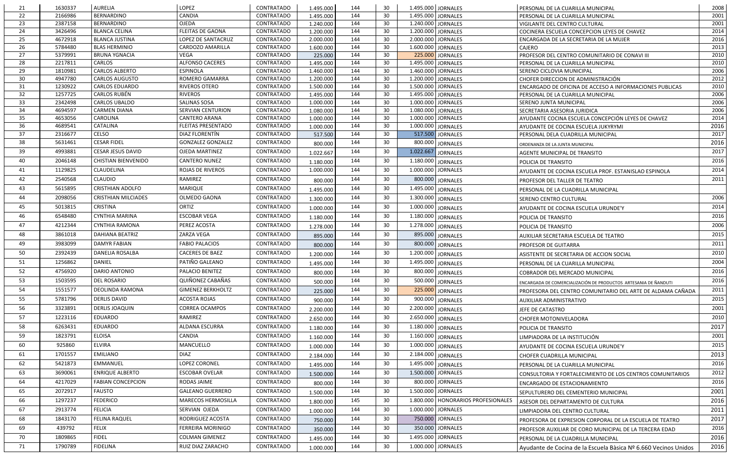| | | | | | | | | | | | |
|---|---|---|---|---|---|---|---|---|---|---|---|
| 21 | 1630337 | AURELIA | LOPEZ | CONTRATADO | 1.495.000 | 144 | 30 | 1.495.000 | JORNALES | PERSONAL DE LA CUARILLA MUNICIPAL | 2008 |
| 22 | 2166986 | BERNARDINO | CANDIA | CONTRATADO | 1.495.000 | 144 | 30 | 1.495.000 | JORNALES | PERSONAL DE LA CUARILLA MUNICIPAL | 2001 |
| 23 | 2387158 | BERNARDINO | OJEDA | CONTRATADO | 1.240.000 | 144 | 30 | 1.240.000 | JORNALES | VIGILANTE DEL CENTRO CULTURAL | 2001 |
| 24 | 3426496 | BLANCA CELINA | FLEITAS DE GAONA | CONTRATADO | 1.200.000 | 144 | 30 | 1.200.000 | JORNALES | COCINERA ESCUELA CONCEPCION LEYES DE CHAVEZ | 2014 |
| 25 | 4672918 | BLANCA JUSTINA | LOPEZ DE SANTACRUZ | CONTRATADO | 2.000.000 | 144 | 30 | 2.000.000 | JORNALES | ENCARGADA DE LA SECRETARIA DE LA MUJER | 2016 |
| 26 | 5784480 | BLAS HERMINIO | CARDOZO AMARILLA | CONTRATADO | 1.600.000 | 144 | 30 | 1.600.000 | JORNALES | CAJERO | 2013 |
| 27 | 5379991 | BRUNA YGNACIA | VEGA | CONTRATADO | 225.000 | 144 | 30 | 225.000 | JORNALES | PROFESOR DEL CENTRO COMUNITARIO DE CONAVI III | 2010 |
| 28 | 2217811 | CARLOS | ALFONSO CACERES | CONTRATADO | 1.495.000 | 144 | 30 | 1.495.000 | JORNALES | PERSONAL DE LA CUARILLA MUNICIPAL | 2010 |
| 29 | 1810981 | CARLOS ALBERTO | ESPINOLA | CONTRATADO | 1.460.000 | 144 | 30 | 1.460.000 | JORNALES | SERENO CICLOVIA MUNICIPAL | 2006 |
| 30 | 4947780 | CARLOS AUGUSTO | ROMERO GAMARRA | CONTRATADO | 1.200.000 | 144 | 30 | 1.200.000 | JORNALES | CHOFER DIRECCION DE ADMINISTRACIÓN | 2012 |
| 31 | 1230922 | CARLOS EDUARDO | RIVEROS OTERO | CONTRATADO | 1.500.000 | 144 | 30 | 1.500.000 | JORNALES | ENCARGADO DE OFICINA DE ACCESO A INFORMACIONES PUBLICAS | 2010 |
| 32 | 1257725 | CARLOS RUBÉN | RIVEROS | CONTRATADO | 1.495.000 | 144 | 30 | 1.495.000 | JORNALES | PERSONAL DE LA CUARILLA MUNICIPAL | 2006 |
| 33 | 2342498 | CARLOS UBALDO | SALINAS SOSA | CONTRATADO | 1.000.000 | 144 | 30 | 1.000.000 | JORNALES | SERENO JUNTA MUNICIPAL | 2006 |
| 34 | 4694597 | CARMEN DIANA | SERVIAN CENTURION | CONTRATADO | 1.080.000 | 144 | 30 | 1.080.000 | JORNALES | SECRETARIA ASESORIA JURIDICA | 2006 |
| 35 | 4653056 | CAROLINA | CANTERO ARANA | CONTRATADO | 1.000.000 | 144 | 30 | 1.000.000 | JORNALES | AYUDANTE COCINA ESCUELA CONCEPCIÓN LEYES DE CHAVEZ | 2014 |
| 36 | 4689541 | CATALINA | FLEITAS PRESENTADO | CONTRATADO | 1.000.000 | 144 | 30 | 1.000.000 | JORNALES | AYUDANTE DE COCINA ESCUELA JUKYRYMI | 2016 |
| 37 | 2316677 | CELSO | DIAZ FLORENTÍN | CONTRATADO | 517.500 | 144 | 30 | 517.500 | JORNALES | PERSONAL DELA CUADRILLA MUNICIPAL | 2017 |
| 38 | 5631461 | CESAR FIDEL | GONZALEZ GONZALEZ | CONTRATADO | 800.000 | 144 | 30 | 800.000 | JORNALES | ORDENANZA DE LA JUNTA MUNICIPAL | 2016 |
| 39 | 4993881 | CESAR JESUS DAVID | OJEDA MARTINEZ | CONTRATADO | 1.022.667 | 144 | 30 | 1.022.667 | JORNALES | AGENTE MUNICIPAL DE TRANSITO | 2017 |
| 40 | 2046148 | CHISTIAN BIENVENIDO | CANTERO NUNEZ | CONTRATADO | 1.180.000 | 144 | 30 | 1.180.000 | JORNALES | POLICIA DE TRANSITO | 2016 |
| 41 | 1129825 | CLAUDELINA | ROJAS DE RIVEROS | CONTRATADO | 1.000.000 | 144 | 30 | 1.000.000 | JORNALES | AYUDANTE DE COCINA ESCUELA PROF. ESTANISLAO ESPINOLA | 2014 |
| 42 | 2540568 | CLAUDIO | RAMIREZ | CONTRATADO | 800.000 | 144 | 30 | 800.000 | JORNALES | PROFESOR DEL TALLER DE TEATRO | 2011 |
| 43 | 5615895 | CRISTHIAN ADOLFO | MARIQUE | CONTRATADO | 1.495.000 | 144 | 30 | 1.495.000 | JORNALES | PERSONAL DE LA CUADRILLA MUNICIPAL | |
| 44 | 2098056 | CRISTHIAN MILCIADES | OLMEDO GAONA | CONTRATADO | 1.300.000 | 144 | 30 | 1.300.000 | JORNALES | SERENO CENTRO CULTURAL | 2006 |
| 45 | 5013815 | CRISTINA | ORTIZ | CONTRATADO | 1.000.000 | 144 | 30 | 1.000.000 | JORNALES | AYUDANTE DE COCINA ESCUELA URUNDE'Y | 2014 |
| 46 | 6548480 | CYNTHIA MARINA | ESCOBAR VEGA | CONTRATADO | 1.180.000 | 144 | 30 | 1.180.000 | JORNALES | POLICIA DE TRANSITO | 2016 |
| 47 | 4212344 | CYNTHIA RAMONA | PEREZ ACOSTA | CONTRATADO | 1.278.000 | 144 | 30 | 1.278.000 | JORNALES | POLICIA DE TRANSITO | 2006 |
| 48 | 3861018 | DAHIANA BEATRIZ | ZARZA VEGA | CONTRATADO | 895.000 | 144 | 30 | 895.000 | JORNALES | AUXILIAR SECRETARIA ESCUELA DE TEATRO | 2015 |
| 49 | 3983099 | DAMYR FABIAN | FABIO PALACIOS | CONTRATADO | 800.000 | 144 | 30 | 800.000 | JORNALES | PROFESOR DE GUITARRA | 2011 |
| 50 | 2392439 | DANELIA ROSALBA | CACERES DE BAEZ | CONTRATADO | 1.200.000 | 144 | 30 | 1.200.000 | JORNALES | ASISTENTE DE SECRETARIA DE ACCION SOCIAL | 2010 |
| 51 | 1256862 | DANIEL | PATIÑO GALEANO | CONTRATADO | 1.495.000 | 144 | 30 | 1.495.000 | JORNALES | PERSONAL DE LA CUARILLA MUNICIPAL | 2004 |
| 52 | 4756920 | DARIO ANTONIO | PALACIO BENITEZ | CONTRATADO | 800.000 | 144 | 30 | 800.000 | JORNALES | COBRADOR DEL MERCADO MUNICIPAL | 2016 |
| 53 | 1503595 | DEL ROSARIO | QUIÑONEZ CABAÑAS | CONTRATADO | 500.000 | 144 | 30 | 500.000 | JORNALES | ENCARGADA DE COMERCIALIZACIÓN DE PRODUCTOS ARTESANIA DE ÑANDUTI | 2016 |
| 54 | 1551577 | DEOLINDA RAMONA | GIMENEZ BERKHOLTZ | CONTRATADO | 225.000 | 144 | 30 | 225.000 | JORNALES | PROFESORA DEL CENTRO COMUNITARIO DEL ARTE DE ALDAMA CAÑADA | 2011 |
| 55 | 5781796 | DERLIS DAVID | ACOSTA ROJAS | CONTRATADO | 900.000 | 144 | 30 | 900.000 | JORNALES | AUXILIAR ADMINISTRATIVO | 2015 |
| 56 | 3323891 | DERLIS JOAQUIN | CORREA OCAMPOS | CONTRATADO | 2.200.000 | 144 | 30 | 2.200.000 | JORNALES | JEFE DE CATASTRO | 2001 |
| 57 | 1223116 | EDUARDO | RAMIREZ | CONTRATADO | 2.650.000 | 144 | 30 | 2.650.000 | JORNALES | CHOFER MOTONIVELADORA | 2010 |
| 58 | 6263431 | EDUARDO | ALDANA ESCURRA | CONTRATADO | 1.180.000 | 144 | 30 | 1.180.000 | JORNALES | POLICIA DE TRANSITO | 2017 |
| 59 | 1823791 | ELOISA | CANDIA | CONTRATADO | 1.160.000 | 144 | 30 | 1.160.000 | JORNALES | LIMPIADORA DE LA INSTITUCIÓN | 2001 |
| 60 | 925860 | ELVIRA | MANCUELLO | CONTRATADO | 1.000.000 | 144 | 30 | 1.000.000 | JORNALES | AYUDANTE DE COCINA ESCUELA URUNDE'Y | 2015 |
| 61 | 1701557 | EMILIANO | DIAZ | CONTRATADO | 2.184.000 | 144 | 30 | 2.184.000 | JORNALES | CHOFER CUADRILLA MUNICIPAL | 2013 |
| 62 | 5421873 | EMMANUEL | LOPEZ CORONEL | CONTRATADO | 1.495.000 | 144 | 30 | 1.495.000 | JORNALES | PERSONAL DE LA CUARILLA MUNICIPAL | 2016 |
| 63 | 3690061 | ENRIQUE ALBERTO | ESCOBAR OVELAR | CONTRATADO | 1.500.000 | 144 | 30 | 1.500.000 | JORNALES | CONSULTORIA Y FORTALECIMIENTO DE LOS CENTROS COMUNITARIOS | 2012 |
| 64 | 4217029 | FABIAN CONCEPCION | RODAS JAIME | CONTRATADO | 800.000 | 144 | 30 | 800.000 | JORNALES | ENCARGADO DE ESTACIONAMIENTO | 2016 |
| 65 | 2072917 | FAUSTO | GALEANO GUERRERO | CONTRATADO | 1.500.000 | 144 | 30 | 1.500.000 | JORNALES | SEPULTURERO DEL CEMENTERIO MUNICIPAL | 2001 |
| 66 | 1297237 | FEDERICO | MARECOS HERMOSILLA | CONTRATADO | 1.800.000 | 145 | 30 | 1.800.000 | HONORARIOS PROFESIONALES | ASESOR DEL DEPARTAMENTO DE CULTURA | 2016 |
| 67 | 2913774 | FELICIA | SERVIAN OJEDA | CONTRATADO | 1.000.000 | 144 | 30 | 1.000.000 | JORNALES | LIMPIADORA DEL CENTRO CULTURAL | 2011 |
| 68 | 1843170 | FELINA RAQUEL | RODRIGUEZ ACOSTA | CONTRATADO | 750.000 | 144 | 30 | 750.000 | JORNALES | PROFESORA DE EXPRESION CORPORAL DE LA ESCUELA DE TEATRO | 2017 |
| 69 | 439792 | FELIX | FERREIRA MORINIGO | CONTRATADO | 350.000 | 144 | 30 | 350.000 | JORNALES | PROFESOR AUXILIAR DE CORO MUNICIPAL DE LA TERCERA EDAD | 2016 |
| 70 | 1809865 | FIDEL | COLMAN GIMENEZ | CONTRATADO | 1.495.000 | 144 | 30 | 1.495.000 | JORNALES | PERSONAL DE LA CUADRILLA MUNICIPAL | 2016 |
| 71 | 1790789 | FIDELINA | RUIZ DIAZ ZARACHO | CONTRATADO | 1.000.000 | 144 | 30 | 1.000.000 | JORNALES | Ayudante de Cocina de la Escuela Bàsica Nº 6.660 Vecinos Unidos | 2016 |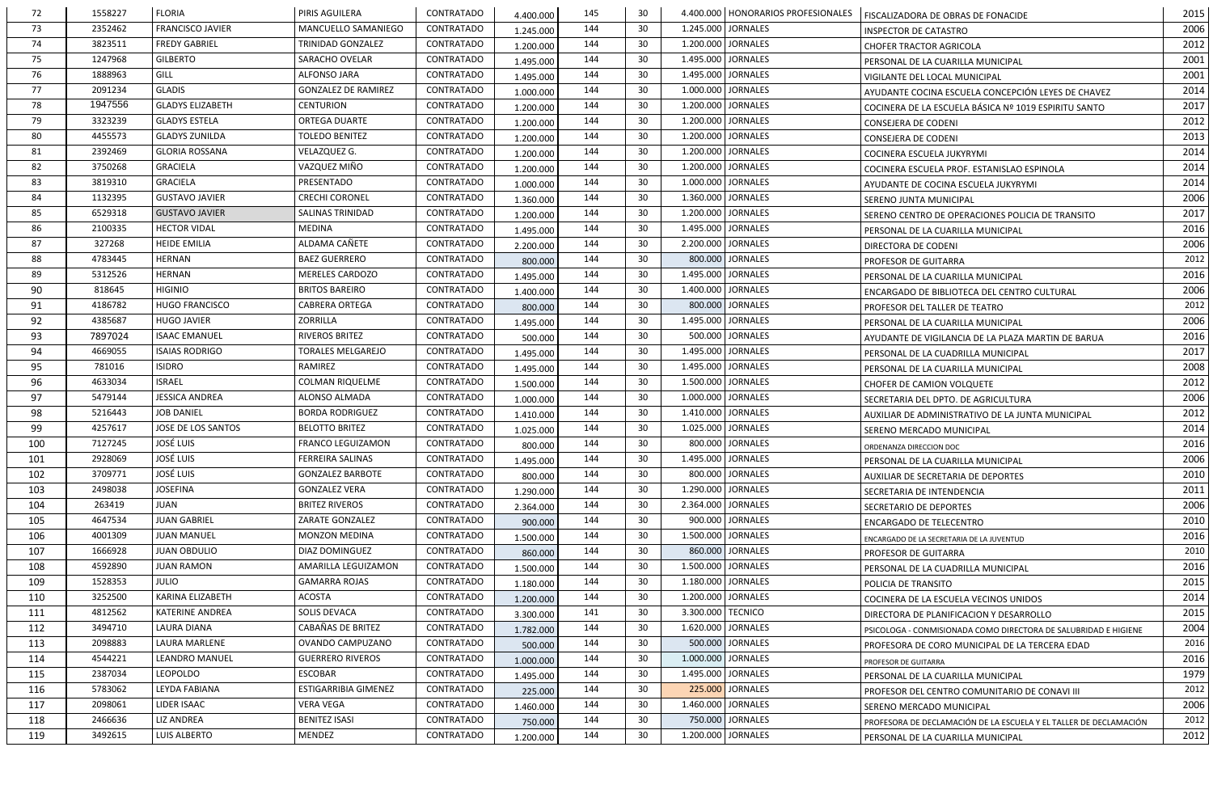| | | | | | | | | | | | |
|---|---|---|---|---|---|---|---|---|---|---|---|
| 72 | 1558227 | FLORIA | PIRIS AGUILERA | CONTRATADO | 4.400.000 | 145 | 30 | 4.400.000 | HONORARIOS PROFESIONALES | FISCALIZADORA DE OBRAS DE FONACIDE | 2015 |
| 73 | 2352462 | FRANCISCO JAVIER | MANCUELLO SAMANIEGO | CONTRATADO | 1.245.000 | 144 | 30 | 1.245.000 | JORNALES | INSPECTOR DE CATASTRO | 2006 |
| 74 | 3823511 | FREDY GABRIEL | TRINIDAD GONZALEZ | CONTRATADO | 1.200.000 | 144 | 30 | 1.200.000 | JORNALES | CHOFER TRACTOR AGRICOLA | 2012 |
| 75 | 1247968 | GILBERTO | SARACHO OVELAR | CONTRATADO | 1.495.000 | 144 | 30 | 1.495.000 | JORNALES | PERSONAL DE LA CUARILLA MUNICIPAL | 2001 |
| 76 | 1888963 | GILL | ALFONSO JARA | CONTRATADO | 1.495.000 | 144 | 30 | 1.495.000 | JORNALES | VIGILANTE DEL LOCAL MUNICIPAL | 2001 |
| 77 | 2091234 | GLADIS | GONZALEZ DE RAMIREZ | CONTRATADO | 1.000.000 | 144 | 30 | 1.000.000 | JORNALES | AYUDANTE COCINA ESCUELA CONCEPCIÓN LEYES DE CHAVEZ | 2014 |
| 78 | 1947556 | GLADYS ELIZABETH | CENTURION | CONTRATADO | 1.200.000 | 144 | 30 | 1.200.000 | JORNALES | COCINERA DE LA ESCUELA BÁSICA Nº 1019 ESPIRITU SANTO | 2017 |
| 79 | 3323239 | GLADYS ESTELA | ORTEGA DUARTE | CONTRATADO | 1.200.000 | 144 | 30 | 1.200.000 | JORNALES | CONSEJERA DE CODENI | 2012 |
| 80 | 4455573 | GLADYS ZUNILDA | TOLEDO BENITEZ | CONTRATADO | 1.200.000 | 144 | 30 | 1.200.000 | JORNALES | CONSEJERA DE CODENI | 2013 |
| 81 | 2392469 | GLORIA ROSSANA | VELAZQUEZ G. | CONTRATADO | 1.200.000 | 144 | 30 | 1.200.000 | JORNALES | COCINERA ESCUELA JUKYRYMI | 2014 |
| 82 | 3750268 | GRACIELA | VAZQUEZ MIÑO | CONTRATADO | 1.200.000 | 144 | 30 | 1.200.000 | JORNALES | COCINERA ESCUELA PROF. ESTANISLAO ESPINOLA | 2014 |
| 83 | 3819310 | GRACIELA | PRESENTADO | CONTRATADO | 1.000.000 | 144 | 30 | 1.000.000 | JORNALES | AYUDANTE DE COCINA ESCUELA JUKYRYMI | 2014 |
| 84 | 1132395 | GUSTAVO JAVIER | CRECHI CORONEL | CONTRATADO | 1.360.000 | 144 | 30 | 1.360.000 | JORNALES | SERENO JUNTA MUNICIPAL | 2006 |
| 85 | 6529318 | GUSTAVO JAVIER | SALINAS TRINIDAD | CONTRATADO | 1.200.000 | 144 | 30 | 1.200.000 | JORNALES | SERENO CENTRO DE OPERACIONES POLICIA DE TRANSITO | 2017 |
| 86 | 2100335 | HECTOR VIDAL | MEDINA | CONTRATADO | 1.495.000 | 144 | 30 | 1.495.000 | JORNALES | PERSONAL DE LA CUARILLA MUNICIPAL | 2016 |
| 87 | 327268 | HEIDE EMILIA | ALDAMA CAÑETE | CONTRATADO | 2.200.000 | 144 | 30 | 2.200.000 | JORNALES | DIRECTORA DE CODENI | 2006 |
| 88 | 4783445 | HERNAN | BAEZ GUERRERO | CONTRATADO | 800.000 | 144 | 30 | 800.000 | JORNALES | PROFESOR DE GUITARRA | 2012 |
| 89 | 5312526 | HERNAN | MERELES CARDOZO | CONTRATADO | 1.495.000 | 144 | 30 | 1.495.000 | JORNALES | PERSONAL DE LA CUARILLA MUNICIPAL | 2016 |
| 90 | 818645 | HIGINIO | BRITOS BAREIRO | CONTRATADO | 1.400.000 | 144 | 30 | 1.400.000 | JORNALES | ENCARGADO DE BIBLIOTECA DEL CENTRO CULTURAL | 2006 |
| 91 | 4186782 | HUGO FRANCISCO | CABRERA ORTEGA | CONTRATADO | 800.000 | 144 | 30 | 800.000 | JORNALES | PROFESOR DEL TALLER DE TEATRO | 2012 |
| 92 | 4385687 | HUGO JAVIER | ZORRILLA | CONTRATADO | 1.495.000 | 144 | 30 | 1.495.000 | JORNALES | PERSONAL DE LA CUARILLA MUNICIPAL | 2006 |
| 93 | 7897024 | ISAAC EMANUEL | RIVEROS BRITEZ | CONTRATADO | 500.000 | 144 | 30 | 500.000 | JORNALES | AYUDANTE DE VIGILANCIA DE LA PLAZA MARTIN DE BARUA | 2016 |
| 94 | 4669055 | ISAIAS RODRIGO | TORALES MELGAREJO | CONTRATADO | 1.495.000 | 144 | 30 | 1.495.000 | JORNALES | PERSONAL DE LA CUADRILLA MUNICIPAL | 2017 |
| 95 | 781016 | ISIDRO | RAMIREZ | CONTRATADO | 1.495.000 | 144 | 30 | 1.495.000 | JORNALES | PERSONAL DE LA CUARILLA MUNICIPAL | 2008 |
| 96 | 4633034 | ISRAEL | COLMAN RIQUELME | CONTRATADO | 1.500.000 | 144 | 30 | 1.500.000 | JORNALES | CHOFER DE CAMION VOLQUETE | 2012 |
| 97 | 5479144 | JESSICA ANDREA | ALONSO ALMADA | CONTRATADO | 1.000.000 | 144 | 30 | 1.000.000 | JORNALES | SECRETARIA DEL DPTO. DE AGRICULTURA | 2006 |
| 98 | 5216443 | JOB DANIEL | BORDA RODRIGUEZ | CONTRATADO | 1.410.000 | 144 | 30 | 1.410.000 | JORNALES | AUXILIAR DE ADMINISTRATIVO DE LA JUNTA MUNICIPAL | 2012 |
| 99 | 4257617 | JOSE DE LOS SANTOS | BELOTTO BRITEZ | CONTRATADO | 1.025.000 | 144 | 30 | 1.025.000 | JORNALES | SERENO MERCADO MUNICIPAL | 2014 |
| 100 | 7127245 | JOSÉ LUIS | FRANCO LEGUIZAMON | CONTRATADO | 800.000 | 144 | 30 | 800.000 | JORNALES | ORDENANZA DIRECCION DOC | 2016 |
| 101 | 2928069 | JOSÉ LUIS | FERREIRA SALINAS | CONTRATADO | 1.495.000 | 144 | 30 | 1.495.000 | JORNALES | PERSONAL DE LA CUARILLA MUNICIPAL | 2006 |
| 102 | 3709771 | JOSÉ LUIS | GONZALEZ BARBOTE | CONTRATADO | 800.000 | 144 | 30 | 800.000 | JORNALES | AUXILIAR DE SECRETARIA DE DEPORTES | 2010 |
| 103 | 2498038 | JOSEFINA | GONZALEZ VERA | CONTRATADO | 1.290.000 | 144 | 30 | 1.290.000 | JORNALES | SECRETARIA DE INTENDENCIA | 2011 |
| 104 | 263419 | JUAN | BRITEZ RIVEROS | CONTRATADO | 2.364.000 | 144 | 30 | 2.364.000 | JORNALES | SECRETARIO DE DEPORTES | 2006 |
| 105 | 4647534 | JUAN GABRIEL | ZARATE GONZALEZ | CONTRATADO | 900.000 | 144 | 30 | 900.000 | JORNALES | ENCARGADO DE TELECENTRO | 2010 |
| 106 | 4001309 | JUAN MANUEL | MONZON MEDINA | CONTRATADO | 1.500.000 | 144 | 30 | 1.500.000 | JORNALES | ENCARGADO DE LA SECRETARIA DE LA JUVENTUD | 2016 |
| 107 | 1666928 | JUAN OBDULIO | DIAZ DOMINGUEZ | CONTRATADO | 860.000 | 144 | 30 | 860.000 | JORNALES | PROFESOR DE GUITARRA | 2010 |
| 108 | 4592890 | JUAN RAMON | AMARILLA LEGUIZAMON | CONTRATADO | 1.500.000 | 144 | 30 | 1.500.000 | JORNALES | PERSONAL DE LA CUADRILLA MUNICIPAL | 2016 |
| 109 | 1528353 | JULIO | GAMARRA ROJAS | CONTRATADO | 1.180.000 | 144 | 30 | 1.180.000 | JORNALES | POLICIA DE TRANSITO | 2015 |
| 110 | 3252500 | KARINA ELIZABETH | ACOSTA | CONTRATADO | 1.200.000 | 144 | 30 | 1.200.000 | JORNALES | COCINERA DE LA ESCUELA VECINOS UNIDOS | 2014 |
| 111 | 4812562 | KATERINE ANDREA | SOLIS DEVACA | CONTRATADO | 3.300.000 | 141 | 30 | 3.300.000 | TECNICO | DIRECTORA DE PLANIFICACION Y DESARROLLO | 2015 |
| 112 | 3494710 | LAURA DIANA | CABAÑAS DE BRITEZ | CONTRATADO | 1.782.000 | 144 | 30 | 1.620.000 | JORNALES | PSICOLOGA - CONMISIONADA COMO DIRECTORA DE SALUBRIDAD E HIGIENE | 2004 |
| 113 | 2098883 | LAURA MARLENE | OVANDO CAMPUZANO | CONTRATADO | 500.000 | 144 | 30 | 500.000 | JORNALES | PROFESORA DE CORO MUNICIPAL DE LA TERCERA EDAD | 2016 |
| 114 | 4544221 | LEANDRO MANUEL | GUERRERO RIVEROS | CONTRATADO | 1.000.000 | 144 | 30 | 1.000.000 | JORNALES | PROFESOR DE GUITARRA | 2016 |
| 115 | 2387034 | LEOPOLDO | ESCOBAR | CONTRATADO | 1.495.000 | 144 | 30 | 1.495.000 | JORNALES | PERSONAL DE LA CUARILLA MUNICIPAL | 1979 |
| 116 | 5783062 | LEYDA FABIANA | ESTIGARRIBIA GIMENEZ | CONTRATADO | 225.000 | 144 | 30 | 225.000 | JORNALES | PROFESOR DEL CENTRO COMUNITARIO DE CONAVI III | 2012 |
| 117 | 2098061 | LIDER ISAAC | VERA VEGA | CONTRATADO | 1.460.000 | 144 | 30 | 1.460.000 | JORNALES | SERENO MERCADO MUNICIPAL | 2006 |
| 118 | 2466636 | LIZ ANDREA | BENITEZ ISASI | CONTRATADO | 750.000 | 144 | 30 | 750.000 | JORNALES | PROFESORA DE DECLAMACIÓN DE LA ESCUELA Y EL TALLER DE DECLAMACIÓN | 2012 |
| 119 | 3492615 | LUIS ALBERTO | MENDEZ | CONTRATADO | 1.200.000 | 144 | 30 | 1.200.000 | JORNALES | PERSONAL DE LA CUARILLA MUNICIPAL | 2012 |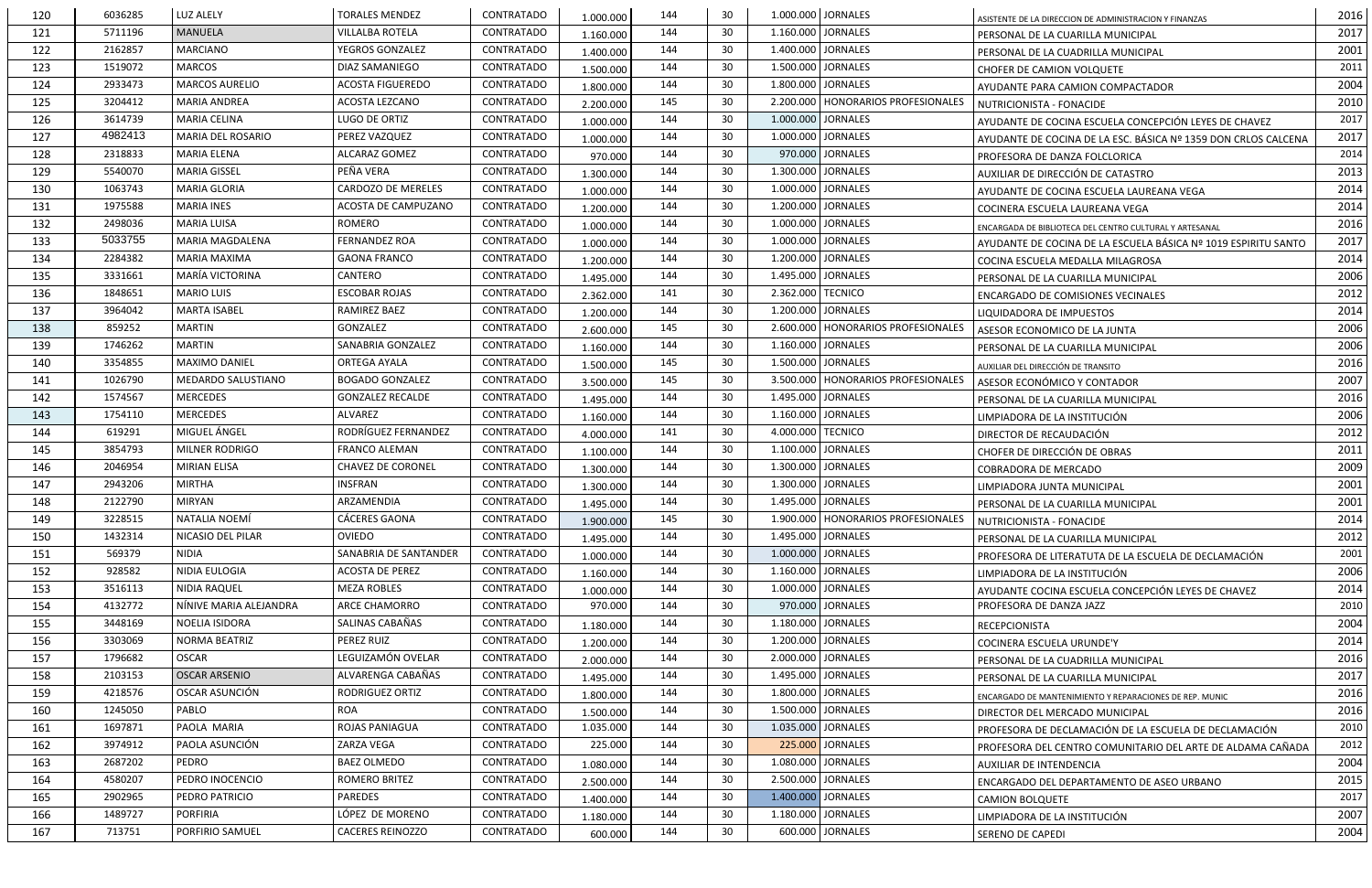| | | | | | | | | | | | |
|---|---|---|---|---|---|---|---|---|---|---|---|
| 120 | 6036285 | LUZ ALELY | TORALES MENDEZ | CONTRATADO | 1.000.000 | 144 | 30 | 1.000.000 | JORNALES | ASISTENTE DE LA DIRECCION DE ADMINISTRACION Y FINANZAS | 2016 |
| 121 | 5711196 | MANUELA | VILLALBA ROTELA | CONTRATADO | 1.160.000 | 144 | 30 | 1.160.000 | JORNALES | PERSONAL DE LA CUARILLA MUNICIPAL | 2017 |
| 122 | 2162857 | MARCIANO | YEGROS GONZALEZ | CONTRATADO | 1.400.000 | 144 | 30 | 1.400.000 | JORNALES | PERSONAL DE LA CUADRILLA MUNICIPAL | 2001 |
| 123 | 1519072 | MARCOS | DIAZ SAMANIEGO | CONTRATADO | 1.500.000 | 144 | 30 | 1.500.000 | JORNALES | CHOFER DE CAMION VOLQUETE | 2011 |
| 124 | 2933473 | MARCOS AURELIO | ACOSTA FIGUEREDO | CONTRATADO | 1.800.000 | 144 | 30 | 1.800.000 | JORNALES | AYUDANTE PARA CAMION COMPACTADOR | 2004 |
| 125 | 3204412 | MARIA ANDREA | ACOSTA LEZCANO | CONTRATADO | 2.200.000 | 145 | 30 | 2.200.000 | HONORARIOS PROFESIONALES | NUTRICIONISTA - FONACIDE | 2010 |
| 126 | 3614739 | MARIA CELINA | LUGO DE ORTIZ | CONTRATADO | 1.000.000 | 144 | 30 | 1.000.000 | JORNALES | AYUDANTE DE COCINA ESCUELA CONCEPCIÓN LEYES DE CHAVEZ | 2017 |
| 127 | 4982413 | MARIA DEL ROSARIO | PEREZ VAZQUEZ | CONTRATADO | 1.000.000 | 144 | 30 | 1.000.000 | JORNALES | AYUDANTE DE COCINA DE LA ESC. BÁSICA Nº 1359 DON CRLOS CALCENA | 2017 |
| 128 | 2318833 | MARIA ELENA | ALCARAZ GOMEZ | CONTRATADO | 970.000 | 144 | 30 | 970.000 | JORNALES | PROFESORA DE DANZA FOLCLORICA | 2014 |
| 129 | 5540070 | MARIA GISSEL | PEÑA VERA | CONTRATADO | 1.300.000 | 144 | 30 | 1.300.000 | JORNALES | AUXILIAR DE DIRECCIÓN DE CATASTRO | 2013 |
| 130 | 1063743 | MARIA GLORIA | CARDOZO DE MERELES | CONTRATADO | 1.000.000 | 144 | 30 | 1.000.000 | JORNALES | AYUDANTE DE COCINA ESCUELA LAUREANA VEGA | 2014 |
| 131 | 1975588 | MARIA INES | ACOSTA DE CAMPUZANO | CONTRATADO | 1.200.000 | 144 | 30 | 1.200.000 | JORNALES | COCINERA ESCUELA LAUREANA VEGA | 2014 |
| 132 | 2498036 | MARIA LUISA | ROMERO | CONTRATADO | 1.000.000 | 144 | 30 | 1.000.000 | JORNALES | ENCARGADA DE BIBLIOTECA DEL CENTRO CULTURAL Y ARTESANAL | 2016 |
| 133 | 5033755 | MARIA MAGDALENA | FERNANDEZ ROA | CONTRATADO | 1.000.000 | 144 | 30 | 1.000.000 | JORNALES | AYUDANTE DE COCINA DE LA ESCUELA BÁSICA Nº 1019 ESPIRITU SANTO | 2017 |
| 134 | 2284382 | MARIA MAXIMA | GAONA FRANCO | CONTRATADO | 1.200.000 | 144 | 30 | 1.200.000 | JORNALES | COCINA ESCUELA MEDALLA MILAGROSA | 2014 |
| 135 | 3331661 | MARÍA VICTORINA | CANTERO | CONTRATADO | 1.495.000 | 144 | 30 | 1.495.000 | JORNALES | PERSONAL DE LA CUARILLA MUNICIPAL | 2006 |
| 136 | 1848651 | MARIO LUIS | ESCOBAR ROJAS | CONTRATADO | 2.362.000 | 141 | 30 | 2.362.000 | TECNICO | ENCARGADO DE COMISIONES VECINALES | 2012 |
| 137 | 3964042 | MARTA ISABEL | RAMIREZ BAEZ | CONTRATADO | 1.200.000 | 144 | 30 | 1.200.000 | JORNALES | LIQUIDADORA DE IMPUESTOS | 2014 |
| 138 | 859252 | MARTIN | GONZALEZ | CONTRATADO | 2.600.000 | 145 | 30 | 2.600.000 | HONORARIOS PROFESIONALES | ASESOR ECONOMICO DE LA JUNTA | 2006 |
| 139 | 1746262 | MARTIN | SANABRIA GONZALEZ | CONTRATADO | 1.160.000 | 144 | 30 | 1.160.000 | JORNALES | PERSONAL DE LA CUARILLA MUNICIPAL | 2006 |
| 140 | 3354855 | MAXIMO DANIEL | ORTEGA AYALA | CONTRATADO | 1.500.000 | 145 | 30 | 1.500.000 | JORNALES | AUXILIAR DEL DIRECCIÓN DE TRANSITO | 2016 |
| 141 | 1026790 | MEDARDO SALUSTIANO | BOGADO GONZALEZ | CONTRATADO | 3.500.000 | 145 | 30 | 3.500.000 | HONORARIOS PROFESIONALES | ASESOR ECONÓMICO Y CONTADOR | 2007 |
| 142 | 1574567 | MERCEDES | GONZALEZ RECALDE | CONTRATADO | 1.495.000 | 144 | 30 | 1.495.000 | JORNALES | PERSONAL DE LA CUARILLA MUNICIPAL | 2016 |
| 143 | 1754110 | MERCEDES | ALVAREZ | CONTRATADO | 1.160.000 | 144 | 30 | 1.160.000 | JORNALES | LIMPIADORA DE LA INSTITUCIÓN | 2006 |
| 144 | 619291 | MIGUEL ÁNGEL | RODRÍGUEZ FERNANDEZ | CONTRATADO | 4.000.000 | 141 | 30 | 4.000.000 | TECNICO | DIRECTOR DE RECAUDACIÓN | 2012 |
| 145 | 3854793 | MILNER RODRIGO | FRANCO ALEMAN | CONTRATADO | 1.100.000 | 144 | 30 | 1.100.000 | JORNALES | CHOFER DE DIRECCIÓN DE OBRAS | 2011 |
| 146 | 2046954 | MIRIAN ELISA | CHAVEZ DE CORONEL | CONTRATADO | 1.300.000 | 144 | 30 | 1.300.000 | JORNALES | COBRADORA DE MERCADO | 2009 |
| 147 | 2943206 | MIRTHA | INSFRAN | CONTRATADO | 1.300.000 | 144 | 30 | 1.300.000 | JORNALES | LIMPIADORA JUNTA MUNICIPAL | 2001 |
| 148 | 2122790 | MIRYAN | ARZAMENDIA | CONTRATADO | 1.495.000 | 144 | 30 | 1.495.000 | JORNALES | PERSONAL DE LA CUARILLA MUNICIPAL | 2001 |
| 149 | 3228515 | NATALIA NOEMÍ | CÁCERES GAONA | CONTRATADO | 1.900.000 | 145 | 30 | 1.900.000 | HONORARIOS PROFESIONALES | NUTRICIONISTA - FONACIDE | 2014 |
| 150 | 1432314 | NICASIO DEL PILAR | OVIEDO | CONTRATADO | 1.495.000 | 144 | 30 | 1.495.000 | JORNALES | PERSONAL DE LA CUARILLA MUNICIPAL | 2012 |
| 151 | 569379 | NIDIA | SANABRIA DE SANTANDER | CONTRATADO | 1.000.000 | 144 | 30 | 1.000.000 | JORNALES | PROFESORA DE LITERATUTA DE LA ESCUELA DE DECLAMACIÓN | 2001 |
| 152 | 928582 | NIDIA EULOGIA | ACOSTA DE PEREZ | CONTRATADO | 1.160.000 | 144 | 30 | 1.160.000 | JORNALES | LIMPIADORA DE LA INSTITUCIÓN | 2006 |
| 153 | 3516113 | NIDIA RAQUEL | MEZA ROBLES | CONTRATADO | 1.000.000 | 144 | 30 | 1.000.000 | JORNALES | AYUDANTE COCINA ESCUELA CONCEPCIÓN LEYES DE CHAVEZ | 2014 |
| 154 | 4132772 | NÍNIVE MARIA ALEJANDRA | ARCE CHAMORRO | CONTRATADO | 970.000 | 144 | 30 | 970.000 | JORNALES | PROFESORA DE DANZA JAZZ | 2010 |
| 155 | 3448169 | NOELIA ISIDORA | SALINAS CABAÑAS | CONTRATADO | 1.180.000 | 144 | 30 | 1.180.000 | JORNALES | RECEPCIONISTA | 2004 |
| 156 | 3303069 | NORMA BEATRIZ | PEREZ RUIZ | CONTRATADO | 1.200.000 | 144 | 30 | 1.200.000 | JORNALES | COCINERA ESCUELA URUNDE'Y | 2014 |
| 157 | 1796682 | OSCAR | LEGUIZAMÓN OVELAR | CONTRATADO | 2.000.000 | 144 | 30 | 2.000.000 | JORNALES | PERSONAL DE LA CUADRILLA MUNICIPAL | 2016 |
| 158 | 2103153 | OSCAR ARSENIO | ALVARENGA CABAÑAS | CONTRATADO | 1.495.000 | 144 | 30 | 1.495.000 | JORNALES | PERSONAL DE LA CUARILLA MUNICIPAL | 2017 |
| 159 | 4218576 | OSCAR ASUNCIÓN | RODRIGUEZ ORTIZ | CONTRATADO | 1.800.000 | 144 | 30 | 1.800.000 | JORNALES | ENCARGADO DE MANTENIMIENTO Y REPARACIONES DE REP. MUNIC | 2016 |
| 160 | 1245050 | PABLO | ROA | CONTRATADO | 1.500.000 | 144 | 30 | 1.500.000 | JORNALES | DIRECTOR DEL MERCADO MUNICIPAL | 2016 |
| 161 | 1697871 | PAOLA MARIA | ROJAS PANIAGUA | CONTRATADO | 1.035.000 | 144 | 30 | 1.035.000 | JORNALES | PROFESORA DE DECLAMACIÓN DE LA ESCUELA DE DECLAMACIÓN | 2010 |
| 162 | 3974912 | PAOLA ASUNCIÓN | ZARZA VEGA | CONTRATADO | 225.000 | 144 | 30 | 225.000 | JORNALES | PROFESORA DEL CENTRO COMUNITARIO DEL ARTE DE ALDAMA CAÑADA | 2012 |
| 163 | 2687202 | PEDRO | BAEZ OLMEDO | CONTRATADO | 1.080.000 | 144 | 30 | 1.080.000 | JORNALES | AUXILIAR DE INTENDENCIA | 2004 |
| 164 | 4580207 | PEDRO INOCENCIO | ROMERO BRITEZ | CONTRATADO | 2.500.000 | 144 | 30 | 2.500.000 | JORNALES | ENCARGADO DEL DEPARTAMENTO DE ASEO URBANO | 2015 |
| 165 | 2902965 | PEDRO PATRICIO | PAREDES | CONTRATADO | 1.400.000 | 144 | 30 | 1.400.000 | JORNALES | CAMION BOLQUETE | 2017 |
| 166 | 1489727 | PORFIRIA | LÓPEZ DE MORENO | CONTRATADO | 1.180.000 | 144 | 30 | 1.180.000 | JORNALES | LIMPIADORA DE LA INSTITUCIÓN | 2007 |
| 167 | 713751 | PORFIRIO SAMUEL | CACERES REINOZZO | CONTRATADO | 600.000 | 144 | 30 | 600.000 | JORNALES | SERENO DE CAPEDI | 2004 |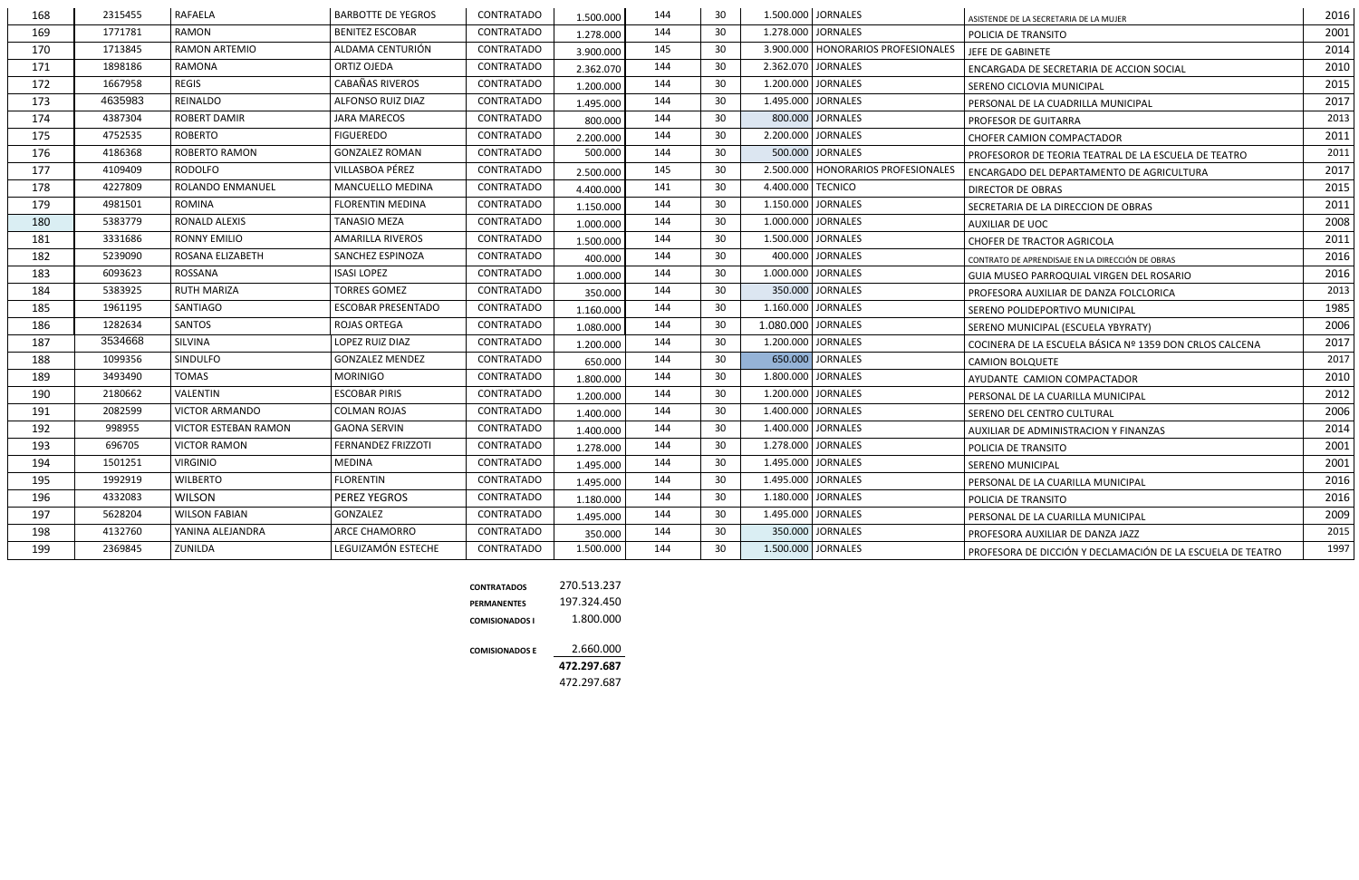| 168 | 2315455 | RAFAELA | BARBOTTE DE YEGROS | CONTRATADO | 1.500.000 | 144 | 30 | 1.500.000 | JORNALES | ASISTENDE DE LA SECRETARIA DE LA MUJER | 2016 |
|---|---|---|---|---|---|---|---|---|---|---|---|
| 169 | 1771781 | RAMON | BENITEZ ESCOBAR | CONTRATADO | 1.278.000 | 144 | 30 | 1.278.000 | JORNALES | POLICIA DE TRANSITO | 2001 |
| 170 | 1713845 | RAMON ARTEMIO | ALDAMA CENTURIÓN | CONTRATADO | 3.900.000 | 145 | 30 | 3.900.000 | HONORARIOS PROFESIONALES | JEFE DE GABINETE | 2014 |
| 171 | 1898186 | RAMONA | ORTIZ OJEDA | CONTRATADO | 2.362.070 | 144 | 30 | 2.362.070 | JORNALES | ENCARGADA DE SECRETARIA DE ACCION SOCIAL | 2010 |
| 172 | 1667958 | REGIS | CABAÑAS RIVEROS | CONTRATADO | 1.200.000 | 144 | 30 | 1.200.000 | JORNALES | SERENO CICLOVIA MUNICIPAL | 2015 |
| 173 | 4635983 | REINALDO | ALFONSO RUIZ DIAZ | CONTRATADO | 1.495.000 | 144 | 30 | 1.495.000 | JORNALES | PERSONAL DE LA CUADRILLA MUNICIPAL | 2017 |
| 174 | 4387304 | ROBERT DAMIR | JARA MARECOS | CONTRATADO | 800.000 | 144 | 30 | 800.000 | JORNALES | PROFESOR DE GUITARRA | 2013 |
| 175 | 4752535 | ROBERTO | FIGUEREDO | CONTRATADO | 2.200.000 | 144 | 30 | 2.200.000 | JORNALES | CHOFER CAMION COMPACTADOR | 2011 |
| 176 | 4186368 | ROBERTO RAMON | GONZALEZ ROMAN | CONTRATADO | 500.000 | 144 | 30 | 500.000 | JORNALES | PROFESOROR DE TEORIA TEATRAL DE LA ESCUELA DE TEATRO | 2011 |
| 177 | 4109409 | RODOLFO | VILLASBOA PÉREZ | CONTRATADO | 2.500.000 | 145 | 30 | 2.500.000 | HONORARIOS PROFESIONALES | ENCARGADO DEL DEPARTAMENTO DE AGRICULTURA | 2017 |
| 178 | 4227809 | ROLANDO ENMANUEL | MANCUELLO MEDINA | CONTRATADO | 4.400.000 | 141 | 30 | 4.400.000 | TECNICO | DIRECTOR DE OBRAS | 2015 |
| 179 | 4981501 | ROMINA | FLORENTIN MEDINA | CONTRATADO | 1.150.000 | 144 | 30 | 1.150.000 | JORNALES | SECRETARIA DE LA DIRECCION DE OBRAS | 2011 |
| 180 | 5383779 | RONALD ALEXIS | TANASIO MEZA | CONTRATADO | 1.000.000 | 144 | 30 | 1.000.000 | JORNALES | AUXILIAR DE UOC | 2008 |
| 181 | 3331686 | RONNY EMILIO | AMARILLA RIVEROS | CONTRATADO | 1.500.000 | 144 | 30 | 1.500.000 | JORNALES | CHOFER DE TRACTOR AGRICOLA | 2011 |
| 182 | 5239090 | ROSANA ELIZABETH | SANCHEZ ESPINOZA | CONTRATADO | 400.000 | 144 | 30 | 400.000 | JORNALES | CONTRATO DE APRENDISAJE EN LA DIRECCIÓN DE OBRAS | 2016 |
| 183 | 6093623 | ROSSANA | ISASI LOPEZ | CONTRATADO | 1.000.000 | 144 | 30 | 1.000.000 | JORNALES | GUIA MUSEO PARROQUIAL VIRGEN DEL ROSARIO | 2016 |
| 184 | 5383925 | RUTH MARIZA | TORRES GOMEZ | CONTRATADO | 350.000 | 144 | 30 | 350.000 | JORNALES | PROFESORA AUXILIAR DE DANZA FOLCLORICA | 2013 |
| 185 | 1961195 | SANTIAGO | ESCOBAR PRESENTADO | CONTRATADO | 1.160.000 | 144 | 30 | 1.160.000 | JORNALES | SERENO POLIDEPORTIVO MUNICIPAL | 1985 |
| 186 | 1282634 | SANTOS | ROJAS ORTEGA | CONTRATADO | 1.080.000 | 144 | 30 | 1.080.000 | JORNALES | SERENO MUNICIPAL (ESCUELA YBYRATY) | 2006 |
| 187 | 3534668 | SILVINA | LOPEZ RUIZ DIAZ | CONTRATADO | 1.200.000 | 144 | 30 | 1.200.000 | JORNALES | COCINERA DE LA ESCUELA BÁSICA Nº 1359 DON CRLOS CALCENA | 2017 |
| 188 | 1099356 | SINDULFO | GONZALEZ MENDEZ | CONTRATADO | 650.000 | 144 | 30 | 650.000 | JORNALES | CAMION BOLQUETE | 2017 |
| 189 | 3493490 | TOMAS | MORINIGO | CONTRATADO | 1.800.000 | 144 | 30 | 1.800.000 | JORNALES | AYUDANTE CAMION COMPACTADOR | 2010 |
| 190 | 2180662 | VALENTIN | ESCOBAR PIRIS | CONTRATADO | 1.200.000 | 144 | 30 | 1.200.000 | JORNALES | PERSONAL DE LA CUARILLA MUNICIPAL | 2012 |
| 191 | 2082599 | VICTOR ARMANDO | COLMAN ROJAS | CONTRATADO | 1.400.000 | 144 | 30 | 1.400.000 | JORNALES | SERENO DEL CENTRO CULTURAL | 2006 |
| 192 | 998955 | VICTOR ESTEBAN RAMON | GAONA SERVIN | CONTRATADO | 1.400.000 | 144 | 30 | 1.400.000 | JORNALES | AUXILIAR DE ADMINISTRACION Y FINANZAS | 2014 |
| 193 | 696705 | VICTOR RAMON | FERNANDEZ FRIZZOTI | CONTRATADO | 1.278.000 | 144 | 30 | 1.278.000 | JORNALES | POLICIA DE TRANSITO | 2001 |
| 194 | 1501251 | VIRGINIO | MEDINA | CONTRATADO | 1.495.000 | 144 | 30 | 1.495.000 | JORNALES | SERENO MUNICIPAL | 2001 |
| 195 | 1992919 | WILBERTO | FLORENTIN | CONTRATADO | 1.495.000 | 144 | 30 | 1.495.000 | JORNALES | PERSONAL DE LA CUARILLA MUNICIPAL | 2016 |
| 196 | 4332083 | WILSON | PEREZ YEGROS | CONTRATADO | 1.180.000 | 144 | 30 | 1.180.000 | JORNALES | POLICIA DE TRANSITO | 2016 |
| 197 | 5628204 | WILSON FABIAN | GONZALEZ | CONTRATADO | 1.495.000 | 144 | 30 | 1.495.000 | JORNALES | PERSONAL DE LA CUARILLA MUNICIPAL | 2009 |
| 198 | 4132760 | YANINA ALEJANDRA | ARCE CHAMORRO | CONTRATADO | 350.000 | 144 | 30 | 350.000 | JORNALES | PROFESORA AUXILIAR DE DANZA JAZZ | 2015 |
| 199 | 2369845 | ZUNILDA | LEGUIZAMÓN ESTECHE | CONTRATADO | 1.500.000 | 144 | 30 | 1.500.000 | JORNALES | PROFESORA DE DICCIÓN Y DECLAMACIÓN DE LA ESCUELA DE TEATRO | 1997 |

| | |
|---|---|
| CONTRATADOS | 270.513.237 |
| PERMANENTES | 197.324.450 |
| COMISIONADOS I | 1.800.000 |
| COMISIONADOS E | 2.660.000 |
| | **472.297.687** |
| | 472.297.687 |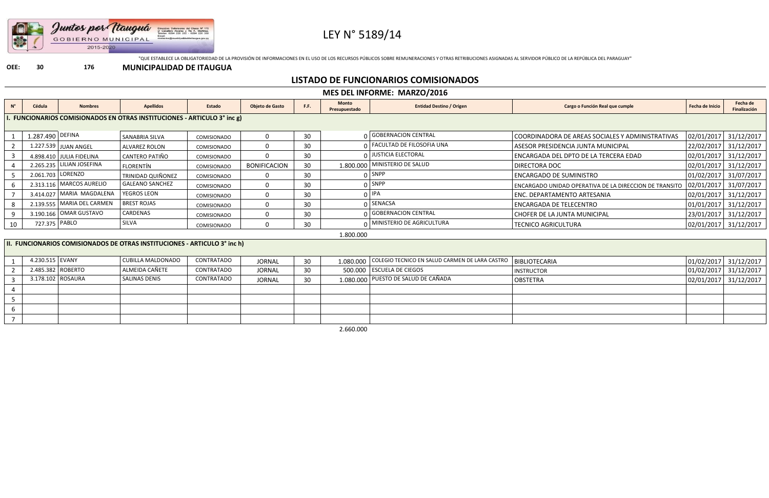Juntos por Itauguá
GOBIERNO MUNICIPAL
2015-2020

# LEY N° 5189/14

"QUE ESTABLECE LA OBLIGATORIEDAD DE LA PROVISIÓN DE INFORMACIONES EN EL USO DE LOS RECURSOS PÚBLICOS SOBRE REMUNERACIONES Y OTRAS RETRIBUCIONES ASIGNADAS AL SERVIDOR PÚBLICO DE LA REPÚBLICA DEL PARAGUAY"

**OEE:** 30 176 **MUNICIPALIDAD DE ITAUGUA**

## LISTADO DE FUNCIONARIOS COMISIONADOS

### MES DEL INFORME: MARZO/2016

| N° | Cédula | Nombres | Apellidos | Estado | Objeto de Gasto | F.F. | Monto Presupuestado | Entidad Destino / Origen | Cargo o Función Real que cumple | Fecha de Inicio | Fecha de Finalización |
|---|---|---|---|---|---|---|---|---|---|---|---|
| **I. FUNCIONARIOS COMISIONADOS EN OTRAS INSTITUCIONES - ARTICULO 3° inc g)** | | | | | | | | | | | |
| 1 | 1.287.490 | DEFINA | SANABRIA SILVA | COMISIONADO | 0 | 30 | 0 | GOBERNACION CENTRAL | COORDINADORA DE AREAS SOCIALES Y ADMINISTRATIVAS | 02/01/2017 | 31/12/2017 |
| 2 | 1.227.539 | JUAN ANGEL | ALVAREZ ROLON | COMISIONADO | 0 | 30 | 0 | FACULTAD DE FILOSOFIA UNA | ASESOR PRESIDENCIA JUNTA MUNICIPAL | 22/02/2017 | 31/12/2017 |
| 3 | 4.898.410 | JULIA FIDELINA | CANTERO PATIÑO | COMISIONADO | 0 | 30 | 0 | JUSTICIA ELECTORAL | ENCARGADA DEL DPTO DE LA TERCERA EDAD | 02/01/2017 | 31/12/2017 |
| 4 | 2.265.235 | LILIAN JOSEFINA | FLORENTÍN | COMISIONADO | BONIFICACION | 30 | 1.800.000 | MINISTERIO DE SALUD | DIRECTORA DOC | 02/01/2017 | 31/12/2017 |
| 5 | 2.061.703 | LORENZO | TRINIDAD QUIÑONEZ | COMISIONADO | 0 | 30 | 0 | SNPP | ENCARGADO DE SUMINISTRO | 01/02/2017 | 31/07/2017 |
| 6 | 2.313.116 | MARCOS AURELIO | GALEANO SANCHEZ | COMISIONADO | 0 | 30 | 0 | SNPP | ENCARGADO UNIDAD OPERATIVA DE LA DIRECCION DE TRANSITO | 02/01/2017 | 31/07/2017 |
| 7 | 3.414.027 | MARIA MAGDALENA | YEGROS LEON | COMISIONADO | 0 | 30 | 0 | IPA | ENC. DEPARTAMENTO ARTESANIA | 02/01/2017 | 31/12/2017 |
| 8 | 2.139.555 | MARIA DEL CARMEN | BREST ROJAS | COMISIONADO | 0 | 30 | 0 | SENACSA | ENCARGADA DE TELECENTRO | 01/01/2017 | 31/12/2017 |
| 9 | 3.190.166 | OMAR GUSTAVO | CARDENAS | COMISIONADO | 0 | 30 | 0 | GOBERNACION CENTRAL | CHOFER DE LA JUNTA MUNICIPAL | 23/01/2017 | 31/12/2017 |
| 10 | 727.375 | PABLO | SILVA | COMISIONADO | 0 | 30 | 0 | MINISTERIO DE AGRICULTURA | TECNICO AGRICULTURA | 02/01/2017 | 31/12/2017 |
| | | | | | | | 1.800.000 | | | | |
| **II. FUNCIONARIOS COMISIONADOS DE OTRAS INSTITUCIONES - ARTICULO 3° inc h)** | | | | | | | | | | | |
| 1 | 4.230.515 | EVANY | CUBILLA MALDONADO | CONTRATADO | JORNAL | 30 | 1.080.000 | COLEGIO TECNICO EN SALUD CARMEN DE LARA CASTRO | BIBLIOTECARIA | 01/02/2017 | 31/12/2017 |
| 2 | 2.485.382 | ROBERTO | ALMEIDA CAÑETE | CONTRATADO | JORNAL | 30 | 500.000 | ESCUELA DE CIEGOS | INSTRUCTOR | 01/02/2017 | 31/12/2017 |
| 3 | 3.178.102 | ROSAURA | SALINAS DENIS | CONTRATADO | JORNAL | 30 | 1.080.000 | PUESTO DE SALUD DE CAÑADA | OBSTETRA | 02/01/2017 | 31/12/2017 |
| 4 | | | | | | | | | | | |
| 5 | | | | | | | | | | | |
| 6 | | | | | | | | | | | |
| 7 | | | | | | | | | | | |
| | | | | | | | 2.660.000 | | | | |